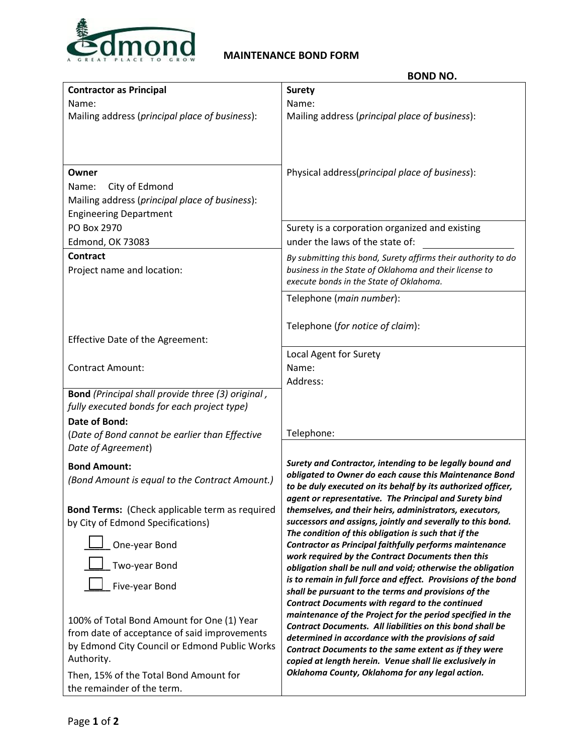Edmond
A GREAT PLACE TO GROW

# MAINTENANCE BOND FORM

**BOND NO.**

**Contractor as Principal**

Name:

Mailing address (*principal place of business*):

**Owner**

Name: City of Edmond

Mailing address (*principal place of business*):

Engineering Department

PO Box 2970

Edmond, OK 73083

**Contract**

Project name and location:

Effective Date of the Agreement:

Contract Amount:

**Bond** *(Principal shall provide three (3) original , fully executed bonds for each project type)*

**Date of Bond:**

(*Date of Bond cannot be earlier than Effective Date of Agreement*)

**Bond Amount:**

*(Bond Amount is equal to the Contract Amount.)*

**Bond Terms:** (Check applicable term as required by City of Edmond Specifications)

☐ One-year Bond

☐ Two-year Bond

☐ Five-year Bond

100% of Total Bond Amount for One (1) Year from date of acceptance of said improvements by Edmond City Council or Edmond Public Works Authority.

Then, 15% of the Total Bond Amount for the remainder of the term.

**Surety**

Name:

Mailing address (*principal place of business*):

Physical address(*principal place of business*):

Surety is a corporation organized and existing under the laws of the state of: \_\_\_\_\_\_\_\_\_\_\_\_\_\_\_\_

*By submitting this bond, Surety affirms their authority to do business in the State of Oklahoma and their license to execute bonds in the State of Oklahoma.*

Telephone (*main number*):

Telephone (*for notice of claim*):

Local Agent for Surety

Name:

Address:

Telephone:

***Surety and Contractor, intending to be legally bound and obligated to Owner do each cause this Maintenance Bond to be duly executed on its behalf by its authorized officer, agent or representative. The Principal and Surety bind themselves, and their heirs, administrators, executors, successors and assigns, jointly and severally to this bond. The condition of this obligation is such that if the Contractor as Principal faithfully performs maintenance work required by the Contract Documents then this obligation shall be null and void; otherwise the obligation is to remain in full force and effect. Provisions of the bond shall be pursuant to the terms and provisions of the Contract Documents with regard to the continued maintenance of the Project for the period specified in the Contract Documents. All liabilities on this bond shall be determined in accordance with the provisions of said Contract Documents to the same extent as if they were copied at length herein. Venue shall lie exclusively in Oklahoma County, Oklahoma for any legal action.***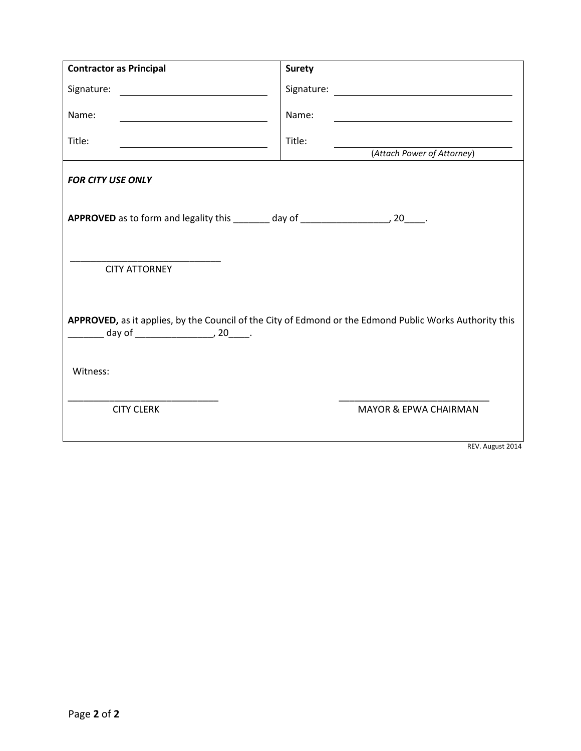| **Contractor as Principal** | **Surety** |
|---|---|
| Signature: ______________________ | Signature: ______________________ |
| Name: ______________________ | Name: ______________________ |
| Title: ______________________ | Title: ______________________ (*Attach Power of Attorney*) |

***FOR CITY USE ONLY***

**APPROVED** as to form and legality this _______ day of _________________, 20____.

______________________________
CITY ATTORNEY

**APPROVED,** as it applies, by the Council of the City of Edmond or the Edmond Public Works Authority this _______ day of _______________, 20____.

Witness:

______________________________
CITY CLERK

______________________________
MAYOR & EPWA CHAIRMAN

REV. August 2014